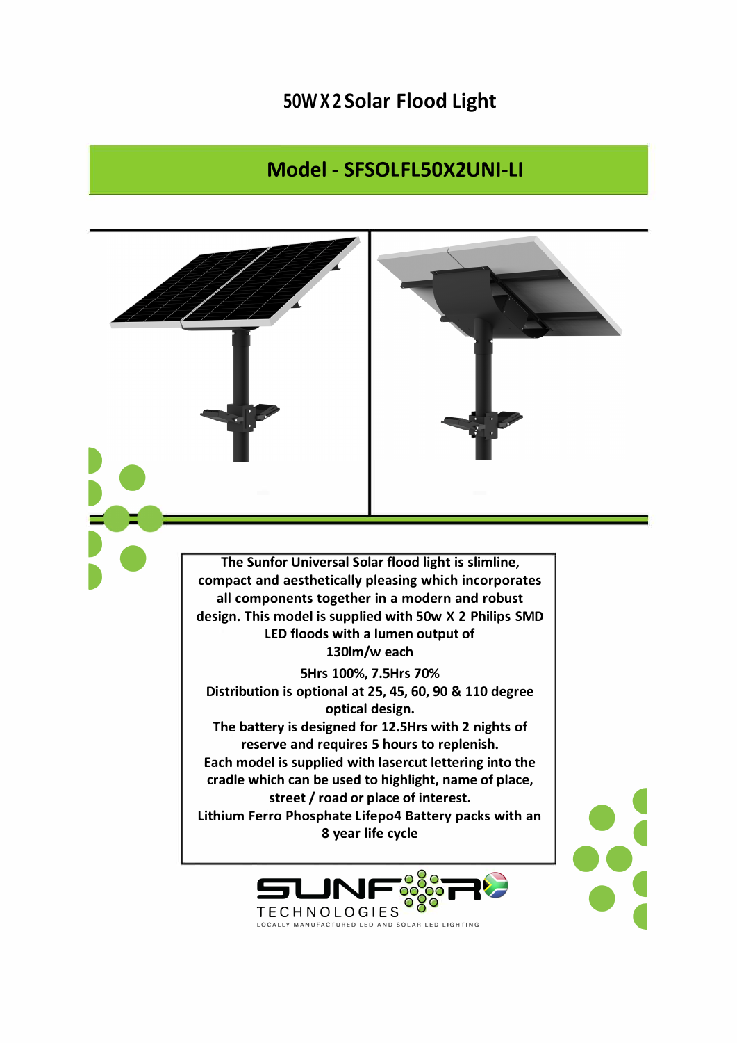# 50W X 2 Solar Flood Light

## Model - SFSOLFL50X2UNI-LI

The Sunfor Universal Solar flood light is slimline, compact and aesthetically pleasing which incorporates all components together in a modern and robust design. This model is supplied with 50w X 2 Philips SMD LED floods with a lumen output of 130lm/w each

5Hrs 100%, 7.5Hrs 70%

Distribution is optional at 25, 45, 60, 90 & 110 degree optical design.

The battery is designed for 12.5Hrs with 2 nights of reserve and requires 5 hours to replenish.

Each model is supplied with lasercut lettering into the cradle which can be used to highlight, name of place, street / road or place of interest.

Lithium Ferro Phosphate Lifepo4 Battery packs with an 8 year life cycle

SUNFOR TECHNOLOGIES

LOCALLY MANUFACTURED LED AND SOLAR LED LIGHTING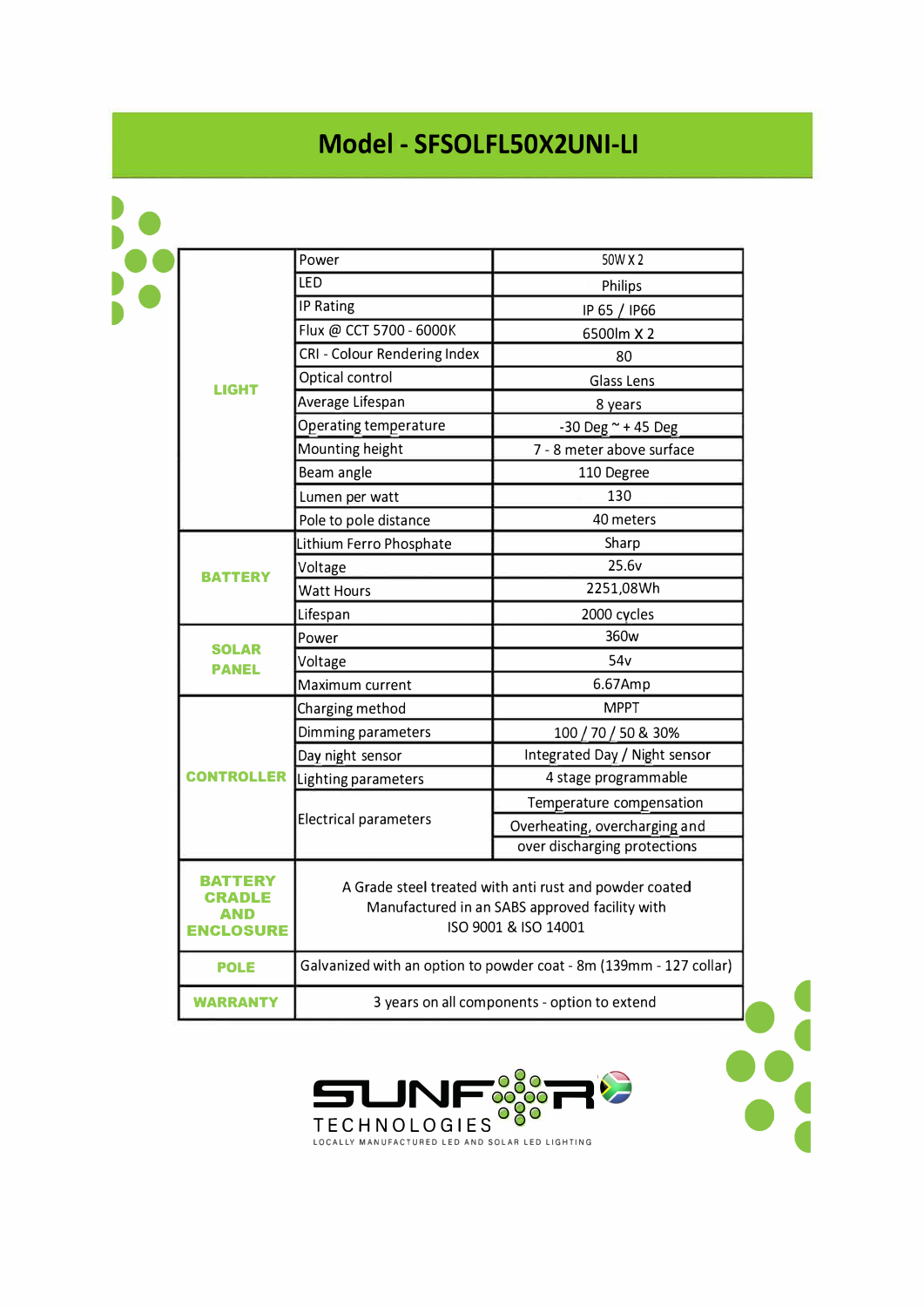# Model - SFSOLFL50X2UNI-LI

| | | |
|---|---|---|
| **LIGHT** | Power | 50W X 2 |
| | LED | Philips |
| | IP Rating | IP 65 / IP66 |
| | Flux @ CCT 5700 - 6000K | 6500lm X 2 |
| | CRI - Colour Rendering Index | 80 |
| | Optical control | Glass Lens |
| | Average Lifespan | 8 years |
| | Operating temperature | -30 Deg ~ + 45 Deg |
| | Mounting height | 7 - 8 meter above surface |
| | Beam angle | 110 Degree |
| | Lumen per watt | 130 |
| | Pole to pole distance | 40 meters |
| **BATTERY** | Lithium Ferro Phosphate | Sharp |
| | Voltage | 25.6v |
| | Watt Hours | 2251,08Wh |
| | Lifespan | 2000 cycles |
| **SOLAR PANEL** | Power | 360w |
| | Voltage | 54v |
| | Maximum current | 6.67Amp |
| **CONTROLLER** | Charging method | MPPT |
| | Dimming parameters | 100 / 70 / 50 & 30% |
| | Day night sensor | Integrated Day / Night sensor |
| | Lighting parameters | 4 stage programmable |
| | Electrical parameters | Temperature compensation |
| | | Overheating, overcharging and over discharging protections |
| **BATTERY CRADLE AND ENCLOSURE** | A Grade steel treated with anti rust and powder coated Manufactured in an SABS approved facility with ISO 9001 & ISO 14001 | |
| **POLE** | Galvanized with an option to powder coat - 8m (139mm - 127 collar) | |
| **WARRANTY** | 3 years on all components - option to extend | |

SUNFOR TECHNOLOGIES

LOCALLY MANUFACTURED LED AND SOLAR LED LIGHTING